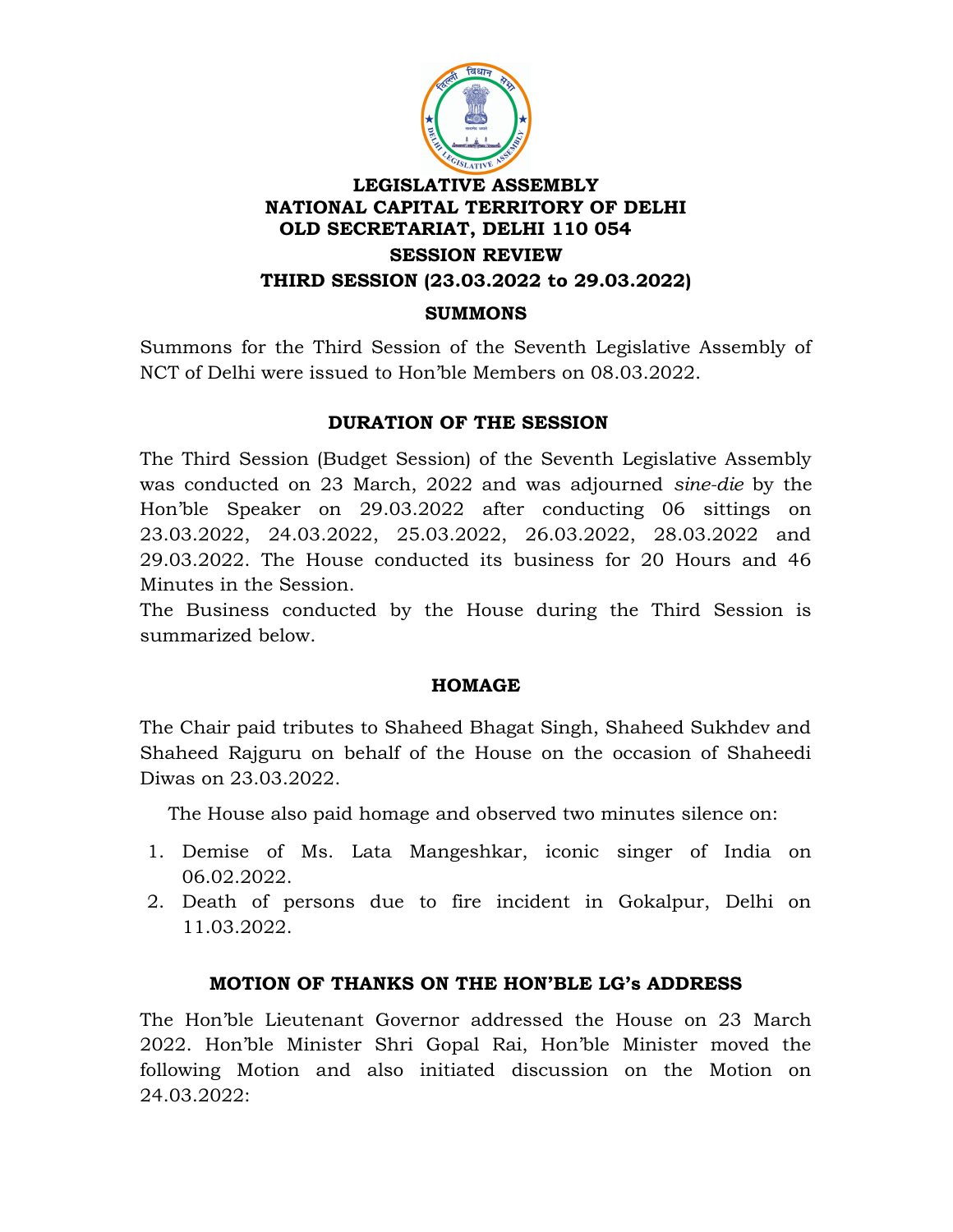# LEGISLATIVE ASSEMBLY
# NATIONAL CAPITAL TERRITORY OF DELHI
# OLD SECRETARIAT, DELHI 110 054

## SESSION REVIEW

## THIRD SESSION (23.03.2022 to 29.03.2022)

### SUMMONS

Summons for the Third Session of the Seventh Legislative Assembly of NCT of Delhi were issued to Hon'ble Members on 08.03.2022.

### DURATION OF THE SESSION

The Third Session (Budget Session) of the Seventh Legislative Assembly was conducted on 23 March, 2022 and was adjourned *sine-die* by the Hon'ble Speaker on 29.03.2022 after conducting 06 sittings on 23.03.2022, 24.03.2022, 25.03.2022, 26.03.2022, 28.03.2022 and 29.03.2022. The House conducted its business for 20 Hours and 46 Minutes in the Session.

The Business conducted by the House during the Third Session is summarized below.

### HOMAGE

The Chair paid tributes to Shaheed Bhagat Singh, Shaheed Sukhdev and Shaheed Rajguru on behalf of the House on the occasion of Shaheedi Diwas on 23.03.2022.

The House also paid homage and observed two minutes silence on:

1. Demise of Ms. Lata Mangeshkar, iconic singer of India on 06.02.2022.
2. Death of persons due to fire incident in Gokalpur, Delhi on 11.03.2022.

### MOTION OF THANKS ON THE HON'BLE LG's ADDRESS

The Hon'ble Lieutenant Governor addressed the House on 23 March 2022. Hon'ble Minister Shri Gopal Rai, Hon'ble Minister moved the following Motion and also initiated discussion on the Motion on 24.03.2022: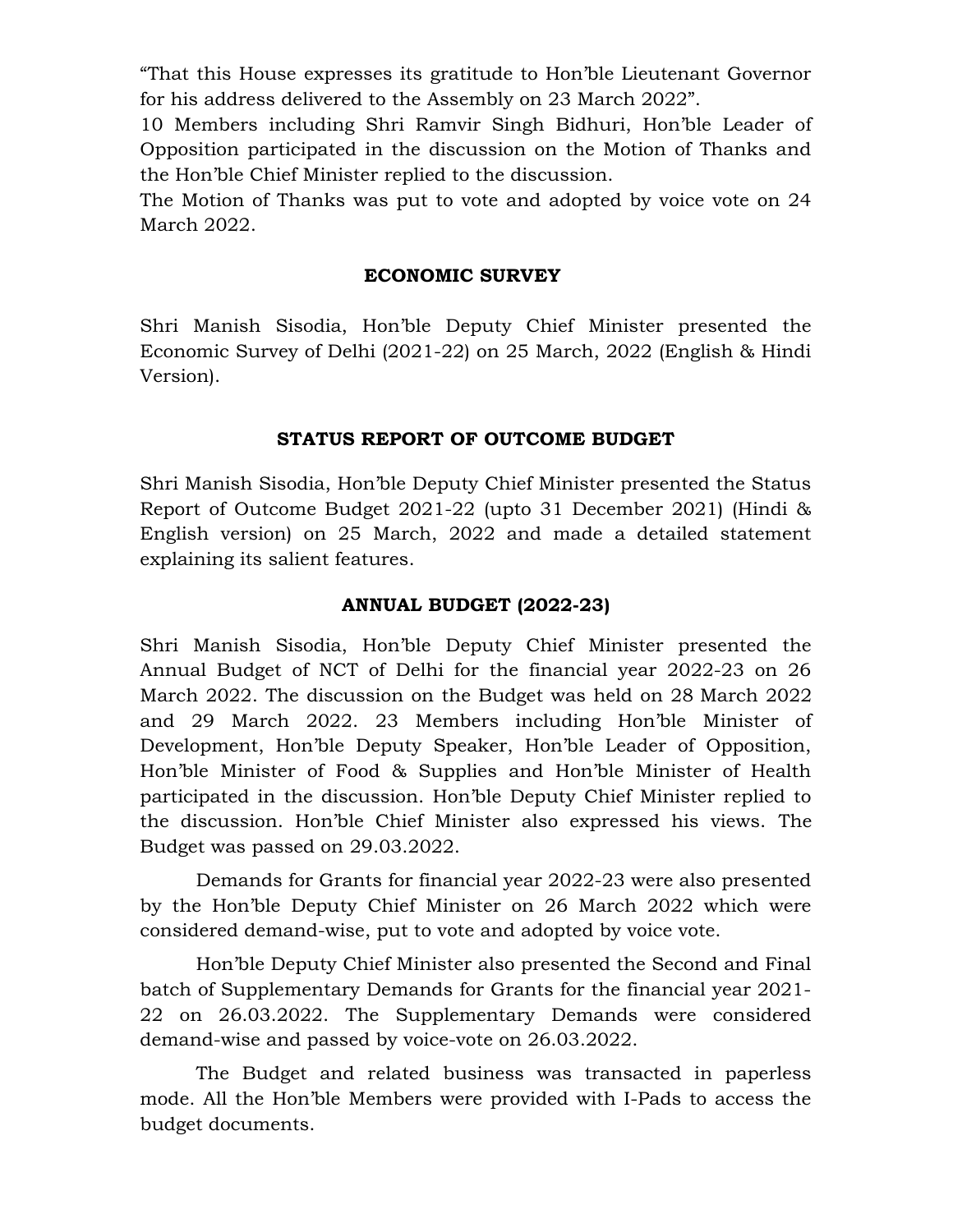"That this House expresses its gratitude to Hon'ble Lieutenant Governor for his address delivered to the Assembly on 23 March 2022".

10 Members including Shri Ramvir Singh Bidhuri, Hon'ble Leader of Opposition participated in the discussion on the Motion of Thanks and the Hon'ble Chief Minister replied to the discussion.

The Motion of Thanks was put to vote and adopted by voice vote on 24 March 2022.

## ECONOMIC SURVEY

Shri Manish Sisodia, Hon'ble Deputy Chief Minister presented the Economic Survey of Delhi (2021-22) on 25 March, 2022 (English & Hindi Version).

## STATUS REPORT OF OUTCOME BUDGET

Shri Manish Sisodia, Hon'ble Deputy Chief Minister presented the Status Report of Outcome Budget 2021-22 (upto 31 December 2021) (Hindi & English version) on 25 March, 2022 and made a detailed statement explaining its salient features.

## ANNUAL BUDGET (2022-23)

Shri Manish Sisodia, Hon'ble Deputy Chief Minister presented the Annual Budget of NCT of Delhi for the financial year 2022-23 on 26 March 2022. The discussion on the Budget was held on 28 March 2022 and 29 March 2022. 23 Members including Hon'ble Minister of Development, Hon'ble Deputy Speaker, Hon'ble Leader of Opposition, Hon'ble Minister of Food & Supplies and Hon'ble Minister of Health participated in the discussion. Hon'ble Deputy Chief Minister replied to the discussion. Hon'ble Chief Minister also expressed his views. The Budget was passed on 29.03.2022.

Demands for Grants for financial year 2022-23 were also presented by the Hon'ble Deputy Chief Minister on 26 March 2022 which were considered demand-wise, put to vote and adopted by voice vote.

Hon'ble Deputy Chief Minister also presented the Second and Final batch of Supplementary Demands for Grants for the financial year 2021-22 on 26.03.2022. The Supplementary Demands were considered demand-wise and passed by voice-vote on 26.03.2022.

The Budget and related business was transacted in paperless mode. All the Hon'ble Members were provided with I-Pads to access the budget documents.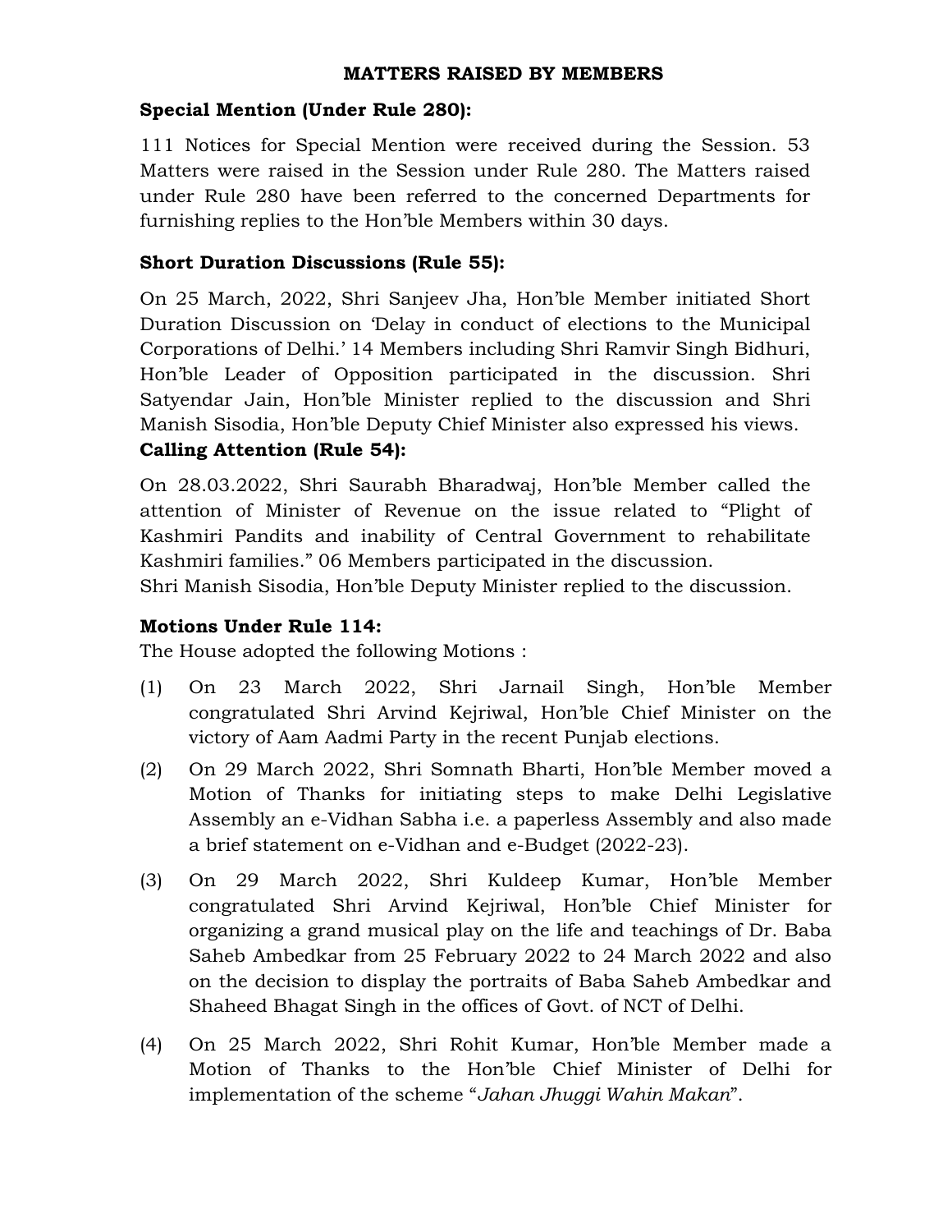## MATTERS RAISED BY MEMBERS

**Special Mention (Under Rule 280):**

111 Notices for Special Mention were received during the Session. 53 Matters were raised in the Session under Rule 280. The Matters raised under Rule 280 have been referred to the concerned Departments for furnishing replies to the Hon'ble Members within 30 days.

**Short Duration Discussions (Rule 55):**

On 25 March, 2022, Shri Sanjeev Jha, Hon'ble Member initiated Short Duration Discussion on 'Delay in conduct of elections to the Municipal Corporations of Delhi.' 14 Members including Shri Ramvir Singh Bidhuri, Hon'ble Leader of Opposition participated in the discussion. Shri Satyendar Jain, Hon'ble Minister replied to the discussion and Shri Manish Sisodia, Hon'ble Deputy Chief Minister also expressed his views.

**Calling Attention (Rule 54):**

On 28.03.2022, Shri Saurabh Bharadwaj, Hon'ble Member called the attention of Minister of Revenue on the issue related to "Plight of Kashmiri Pandits and inability of Central Government to rehabilitate Kashmiri families." 06 Members participated in the discussion.
Shri Manish Sisodia, Hon'ble Deputy Minister replied to the discussion.

**Motions Under Rule 114:**

The House adopted the following Motions :

(1) On 23 March 2022, Shri Jarnail Singh, Hon'ble Member congratulated Shri Arvind Kejriwal, Hon'ble Chief Minister on the victory of Aam Aadmi Party in the recent Punjab elections.

(2) On 29 March 2022, Shri Somnath Bharti, Hon'ble Member moved a Motion of Thanks for initiating steps to make Delhi Legislative Assembly an e-Vidhan Sabha i.e. a paperless Assembly and also made a brief statement on e-Vidhan and e-Budget (2022-23).

(3) On 29 March 2022, Shri Kuldeep Kumar, Hon'ble Member congratulated Shri Arvind Kejriwal, Hon'ble Chief Minister for organizing a grand musical play on the life and teachings of Dr. Baba Saheb Ambedkar from 25 February 2022 to 24 March 2022 and also on the decision to display the portraits of Baba Saheb Ambedkar and Shaheed Bhagat Singh in the offices of Govt. of NCT of Delhi.

(4) On 25 March 2022, Shri Rohit Kumar, Hon'ble Member made a Motion of Thanks to the Hon'ble Chief Minister of Delhi for implementation of the scheme "*Jahan Jhuggi Wahin Makan*".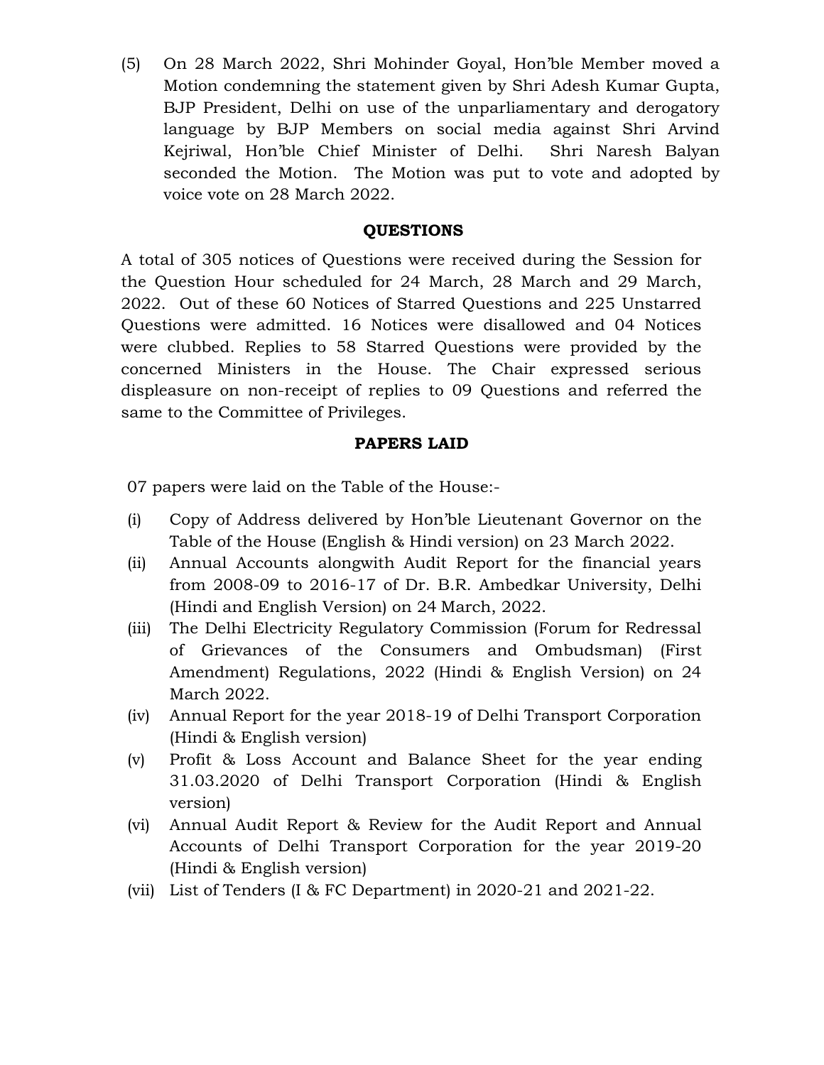(5) On 28 March 2022, Shri Mohinder Goyal, Hon'ble Member moved a Motion condemning the statement given by Shri Adesh Kumar Gupta, BJP President, Delhi on use of the unparliamentary and derogatory language by BJP Members on social media against Shri Arvind Kejriwal, Hon'ble Chief Minister of Delhi. Shri Naresh Balyan seconded the Motion. The Motion was put to vote and adopted by voice vote on 28 March 2022.

**QUESTIONS**

A total of 305 notices of Questions were received during the Session for the Question Hour scheduled for 24 March, 28 March and 29 March, 2022. Out of these 60 Notices of Starred Questions and 225 Unstarred Questions were admitted. 16 Notices were disallowed and 04 Notices were clubbed. Replies to 58 Starred Questions were provided by the concerned Ministers in the House. The Chair expressed serious displeasure on non-receipt of replies to 09 Questions and referred the same to the Committee of Privileges.

**PAPERS LAID**

07 papers were laid on the Table of the House:-

(i) Copy of Address delivered by Hon'ble Lieutenant Governor on the Table of the House (English & Hindi version) on 23 March 2022.

(ii) Annual Accounts alongwith Audit Report for the financial years from 2008-09 to 2016-17 of Dr. B.R. Ambedkar University, Delhi (Hindi and English Version) on 24 March, 2022.

(iii) The Delhi Electricity Regulatory Commission (Forum for Redressal of Grievances of the Consumers and Ombudsman) (First Amendment) Regulations, 2022 (Hindi & English Version) on 24 March 2022.

(iv) Annual Report for the year 2018-19 of Delhi Transport Corporation (Hindi & English version)

(v) Profit & Loss Account and Balance Sheet for the year ending 31.03.2020 of Delhi Transport Corporation (Hindi & English version)

(vi) Annual Audit Report & Review for the Audit Report and Annual Accounts of Delhi Transport Corporation for the year 2019-20 (Hindi & English version)

(vii) List of Tenders (I & FC Department) in 2020-21 and 2021-22.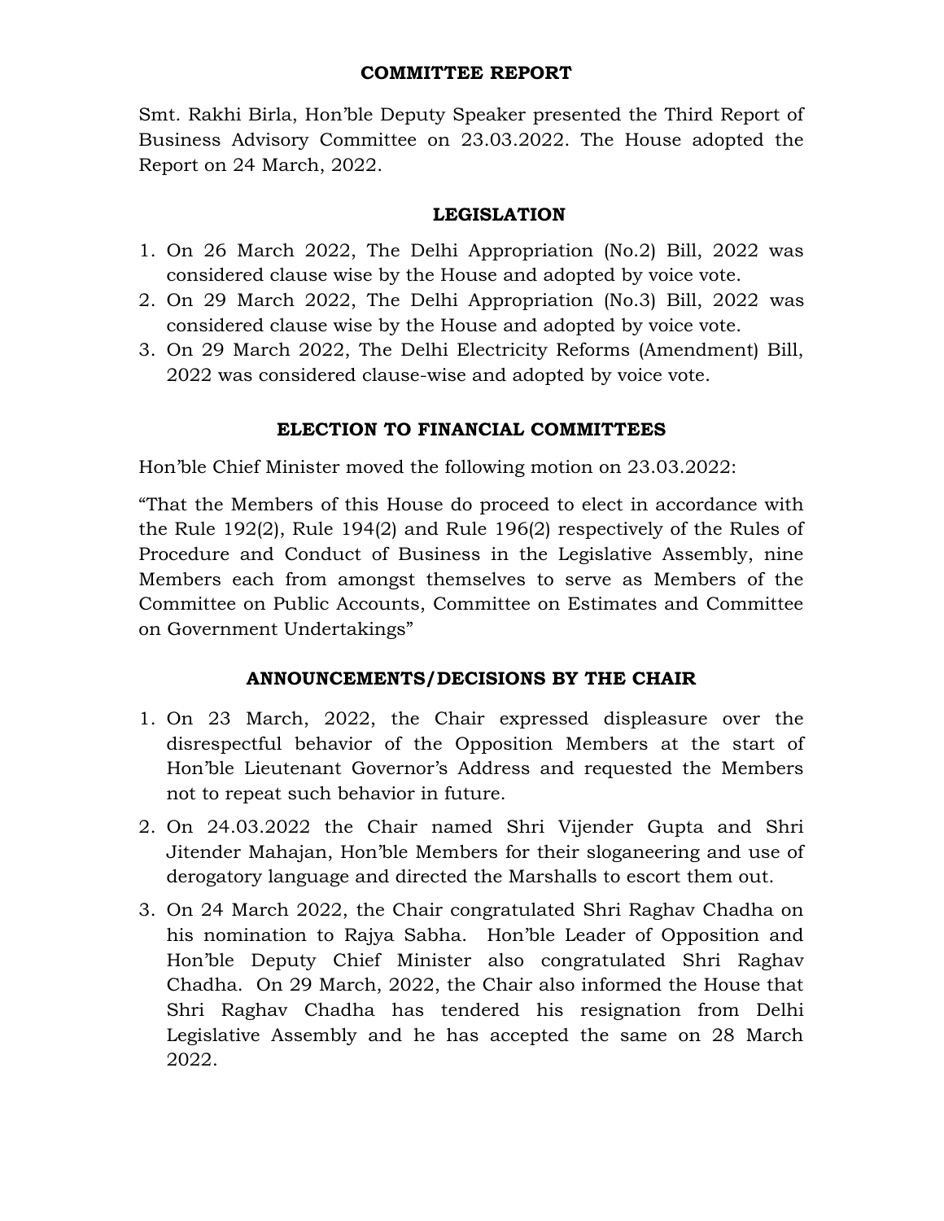## COMMITTEE REPORT

Smt. Rakhi Birla, Hon'ble Deputy Speaker presented the Third Report of Business Advisory Committee on 23.03.2022. The House adopted the Report on 24 March, 2022.

## LEGISLATION

1. On 26 March 2022, The Delhi Appropriation (No.2) Bill, 2022 was considered clause wise by the House and adopted by voice vote.
2. On 29 March 2022, The Delhi Appropriation (No.3) Bill, 2022 was considered clause wise by the House and adopted by voice vote.
3. On 29 March 2022, The Delhi Electricity Reforms (Amendment) Bill, 2022 was considered clause-wise and adopted by voice vote.

## ELECTION TO FINANCIAL COMMITTEES

Hon'ble Chief Minister moved the following motion on 23.03.2022:

"That the Members of this House do proceed to elect in accordance with the Rule 192(2), Rule 194(2) and Rule 196(2) respectively of the Rules of Procedure and Conduct of Business in the Legislative Assembly, nine Members each from amongst themselves to serve as Members of the Committee on Public Accounts, Committee on Estimates and Committee on Government Undertakings"

## ANNOUNCEMENTS/DECISIONS BY THE CHAIR

1. On 23 March, 2022, the Chair expressed displeasure over the disrespectful behavior of the Opposition Members at the start of Hon'ble Lieutenant Governor's Address and requested the Members not to repeat such behavior in future.
2. On 24.03.2022 the Chair named Shri Vijender Gupta and Shri Jitender Mahajan, Hon'ble Members for their sloganeering and use of derogatory language and directed the Marshalls to escort them out.
3. On 24 March 2022, the Chair congratulated Shri Raghav Chadha on his nomination to Rajya Sabha. Hon'ble Leader of Opposition and Hon'ble Deputy Chief Minister also congratulated Shri Raghav Chadha. On 29 March, 2022, the Chair also informed the House that Shri Raghav Chadha has tendered his resignation from Delhi Legislative Assembly and he has accepted the same on 28 March 2022.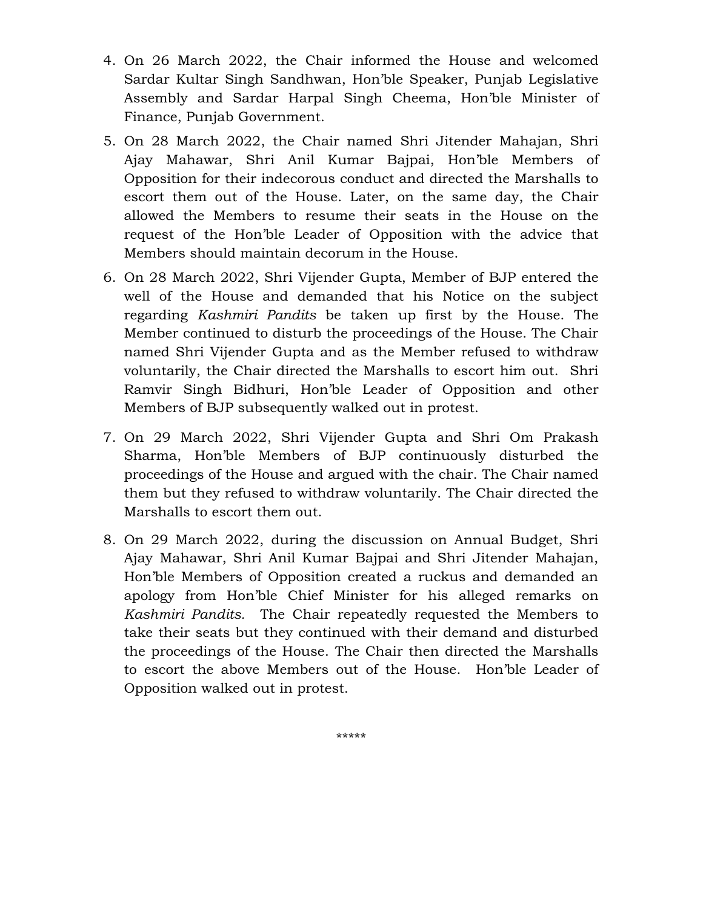4. On 26 March 2022, the Chair informed the House and welcomed Sardar Kultar Singh Sandhwan, Hon'ble Speaker, Punjab Legislative Assembly and Sardar Harpal Singh Cheema, Hon'ble Minister of Finance, Punjab Government.

5. On 28 March 2022, the Chair named Shri Jitender Mahajan, Shri Ajay Mahawar, Shri Anil Kumar Bajpai, Hon'ble Members of Opposition for their indecorous conduct and directed the Marshalls to escort them out of the House. Later, on the same day, the Chair allowed the Members to resume their seats in the House on the request of the Hon'ble Leader of Opposition with the advice that Members should maintain decorum in the House.

6. On 28 March 2022, Shri Vijender Gupta, Member of BJP entered the well of the House and demanded that his Notice on the subject regarding *Kashmiri Pandits* be taken up first by the House. The Member continued to disturb the proceedings of the House. The Chair named Shri Vijender Gupta and as the Member refused to withdraw voluntarily, the Chair directed the Marshalls to escort him out. Shri Ramvir Singh Bidhuri, Hon'ble Leader of Opposition and other Members of BJP subsequently walked out in protest.

7. On 29 March 2022, Shri Vijender Gupta and Shri Om Prakash Sharma, Hon'ble Members of BJP continuously disturbed the proceedings of the House and argued with the chair. The Chair named them but they refused to withdraw voluntarily. The Chair directed the Marshalls to escort them out.

8. On 29 March 2022, during the discussion on Annual Budget, Shri Ajay Mahawar, Shri Anil Kumar Bajpai and Shri Jitender Mahajan, Hon'ble Members of Opposition created a ruckus and demanded an apology from Hon'ble Chief Minister for his alleged remarks on *Kashmiri Pandits.* The Chair repeatedly requested the Members to take their seats but they continued with their demand and disturbed the proceedings of the House. The Chair then directed the Marshalls to escort the above Members out of the House. Hon'ble Leader of Opposition walked out in protest.

*****